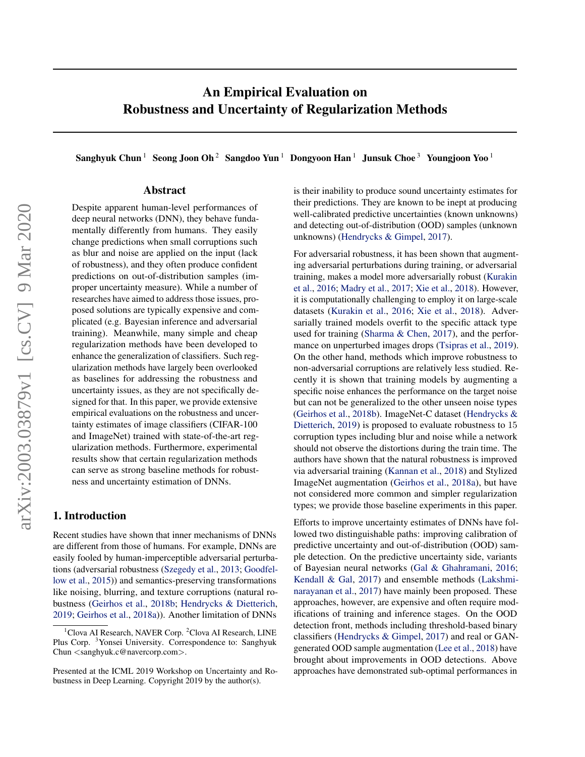# An Empirical Evaluation on Robustness and Uncertainty of Regularization Methods

**Sanghyuk Chun** [1] **Seong Joon Oh** [2] **Sangdoo Yun** [1] **Dongyoon Han** [1] **Junsuk Choe** [3] **Youngjoon Yoo** [1]

## Abstract

Despite apparent human-level performances of deep neural networks (DNN), they behave fundamentally differently from humans. They easily change predictions when small corruptions such as blur and noise are applied on the input (lack of robustness), and they often produce confident predictions on out-of-distribution samples (improper uncertainty measure). While a number of researches have aimed to address those issues, proposed solutions are typically expensive and complicated (e.g. Bayesian inference and adversarial training). Meanwhile, many simple and cheap regularization methods have been developed to enhance the generalization of classifiers. Such regularization methods have largely been overlooked as baselines for addressing the robustness and uncertainty issues, as they are not specifically designed for that. In this paper, we provide extensive empirical evaluations on the robustness and uncertainty estimates of image classifiers (CIFAR-100 and ImageNet) trained with state-of-the-art regularization methods. Furthermore, experimental results show that certain regularization methods can serve as strong baseline methods for robustness and uncertainty estimation of DNNs.

## 1. Introduction

Recent studies have shown that inner mechanisms of DNNs are different from those of humans. For example, DNNs are easily fooled by human-imperceptible adversarial perturbations (adversarial robustness (Szegedy et al., 2013; Goodfellow et al., 2015)) and semantics-preserving transformations like noising, blurring, and texture corruptions (natural robustness (Geirhos et al., 2018b; Hendrycks & Dietterich, 2019; Geirhos et al., 2018a)). Another limitation of DNNs is their inability to produce sound uncertainty estimates for their predictions. They are known to be inept at producing well-calibrated predictive uncertainties (known unknowns) and detecting out-of-distribution (OOD) samples (unknown unknowns) (Hendrycks & Gimpel, 2017).

For adversarial robustness, it has been shown that augmenting adversarial perturbations during training, or adversarial training, makes a model more adversarially robust (Kurakin et al., 2016; Madry et al., 2017; Xie et al., 2018). However, it is computationally challenging to employ it on large-scale datasets (Kurakin et al., 2016; Xie et al., 2018). Adversarially trained models overfit to the specific attack type used for training (Sharma & Chen, 2017), and the performance on unperturbed images drops (Tsipras et al., 2019). On the other hand, methods which improve robustness to non-adversarial corruptions are relatively less studied. Recently it is shown that training models by augmenting a specific noise enhances the performance on the target noise but can not be generalized to the other unseen noise types (Geirhos et al., 2018b). ImageNet-C dataset (Hendrycks & Dietterich, 2019) is proposed to evaluate robustness to 15 corruption types including blur and noise while a network should not observe the distortions during the train time. The authors have shown that the natural robustness is improved via adversarial training (Kannan et al., 2018) and Stylized ImageNet augmentation (Geirhos et al., 2018a), but have not considered more common and simpler regularization types; we provide those baseline experiments in this paper.

Efforts to improve uncertainty estimates of DNNs have followed two distinguishable paths: improving calibration of predictive uncertainty and out-of-distribution (OOD) sample detection. On the predictive uncertainty side, variants of Bayesian neural networks (Gal & Ghahramani, 2016; Kendall & Gal, 2017) and ensemble methods (Lakshminarayanan et al., 2017) have mainly been proposed. These approaches, however, are expensive and often require modifications of training and inference stages. On the OOD detection front, methods including threshold-based binary classifiers (Hendrycks & Gimpel, 2017) and real or GAN-generated OOD sample augmentation (Lee et al., 2018) have brought about improvements in OOD detections. Above approaches have demonstrated sub-optimal performances in

[1] Clova AI Research, NAVER Corp. [2] Clova AI Research, LINE Plus Corp. [3] Yonsei University. Correspondence to: Sanghyuk Chun <sanghyuk.c@navercorp.com>.

Presented at the ICML 2019 Workshop on Uncertainty and Robustness in Deep Learning. Copyright 2019 by the author(s).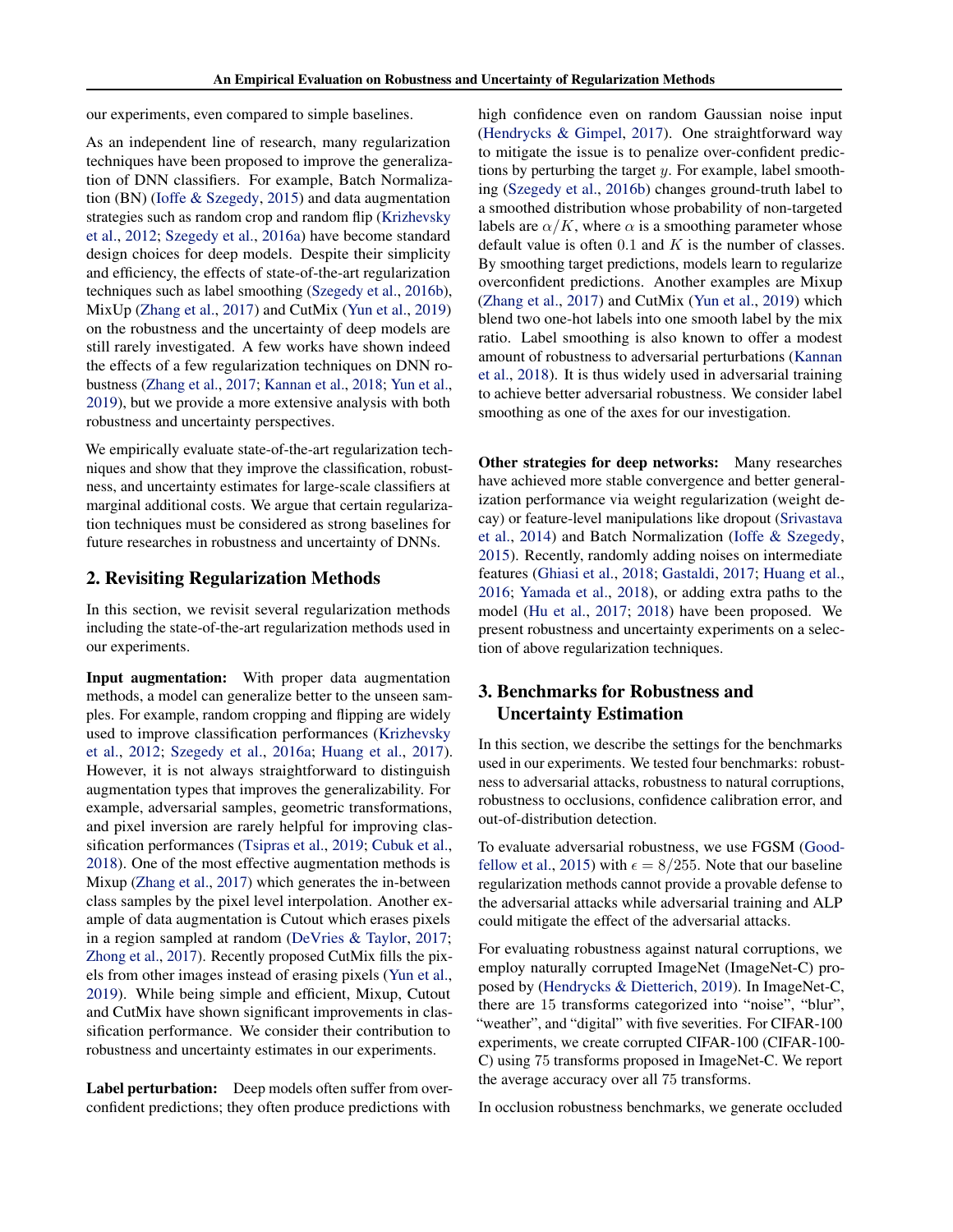our experiments, even compared to simple baselines.

As an independent line of research, many regularization techniques have been proposed to improve the generalization of DNN classifiers. For example, Batch Normalization (BN) (Ioffe & Szegedy, 2015) and data augmentation strategies such as random crop and random flip (Krizhevsky et al., 2012; Szegedy et al., 2016a) have become standard design choices for deep models. Despite their simplicity and efficiency, the effects of state-of-the-art regularization techniques such as label smoothing (Szegedy et al., 2016b), MixUp (Zhang et al., 2017) and CutMix (Yun et al., 2019) on the robustness and the uncertainty of deep models are still rarely investigated. A few works have shown indeed the effects of a few regularization techniques on DNN robustness (Zhang et al., 2017; Kannan et al., 2018; Yun et al., 2019), but we provide a more extensive analysis with both robustness and uncertainty perspectives.

We empirically evaluate state-of-the-art regularization techniques and show that they improve the classification, robustness, and uncertainty estimates for large-scale classifiers at marginal additional costs. We argue that certain regularization techniques must be considered as strong baselines for future researches in robustness and uncertainty of DNNs.

## 2. Revisiting Regularization Methods

In this section, we revisit several regularization methods including the state-of-the-art regularization methods used in our experiments.

**Input augmentation:** With proper data augmentation methods, a model can generalize better to the unseen samples. For example, random cropping and flipping are widely used to improve classification performances (Krizhevsky et al., 2012; Szegedy et al., 2016a; Huang et al., 2017). However, it is not always straightforward to distinguish augmentation types that improves the generalizability. For example, adversarial samples, geometric transformations, and pixel inversion are rarely helpful for improving classification performances (Tsipras et al., 2019; Cubuk et al., 2018). One of the most effective augmentation methods is Mixup (Zhang et al., 2017) which generates the in-between class samples by the pixel level interpolation. Another example of data augmentation is Cutout which erases pixels in a region sampled at random (DeVries & Taylor, 2017; Zhong et al., 2017). Recently proposed CutMix fills the pixels from other images instead of erasing pixels (Yun et al., 2019). While being simple and efficient, Mixup, Cutout and CutMix have shown significant improvements in classification performance. We consider their contribution to robustness and uncertainty estimates in our experiments.

**Label perturbation:** Deep models often suffer from overconfident predictions; they often produce predictions with high confidence even on random Gaussian noise input (Hendrycks & Gimpel, 2017). One straightforward way to mitigate the issue is to penalize over-confident predictions by perturbing the target $y$. For example, label smoothing (Szegedy et al., 2016b) changes ground-truth label to a smoothed distribution whose probability of non-targeted labels are $\alpha/K$, where $\alpha$ is a smoothing parameter whose default value is often $0.1$ and $K$ is the number of classes. By smoothing target predictions, models learn to regularize overconfident predictions. Another examples are Mixup (Zhang et al., 2017) and CutMix (Yun et al., 2019) which blend two one-hot labels into one smooth label by the mix ratio. Label smoothing is also known to offer a modest amount of robustness to adversarial perturbations (Kannan et al., 2018). It is thus widely used in adversarial training to achieve better adversarial robustness. We consider label smoothing as one of the axes for our investigation.

**Other strategies for deep networks:** Many researches have achieved more stable convergence and better generalization performance via weight regularization (weight decay) or feature-level manipulations like dropout (Srivastava et al., 2014) and Batch Normalization (Ioffe & Szegedy, 2015). Recently, randomly adding noises on intermediate features (Ghiasi et al., 2018; Gastaldi, 2017; Huang et al., 2016; Yamada et al., 2018), or adding extra paths to the model (Hu et al., 2017; 2018) have been proposed. We present robustness and uncertainty experiments on a selection of above regularization techniques.

## 3. Benchmarks for Robustness and Uncertainty Estimation

In this section, we describe the settings for the benchmarks used in our experiments. We tested four benchmarks: robustness to adversarial attacks, robustness to natural corruptions, robustness to occlusions, confidence calibration error, and out-of-distribution detection.

To evaluate adversarial robustness, we use FGSM (Goodfellow et al., 2015) with $\epsilon = 8/255$. Note that our baseline regularization methods cannot provide a provable defense to the adversarial attacks while adversarial training and ALP could mitigate the effect of the adversarial attacks.

For evaluating robustness against natural corruptions, we employ naturally corrupted ImageNet (ImageNet-C) proposed by (Hendrycks & Dietterich, 2019). In ImageNet-C, there are $15$ transforms categorized into "noise", "blur", "weather", and "digital" with five severities. For CIFAR-100 experiments, we create corrupted CIFAR-100 (CIFAR-100-C) using $75$ transforms proposed in ImageNet-C. We report the average accuracy over all $75$ transforms.

In occlusion robustness benchmarks, we generate occluded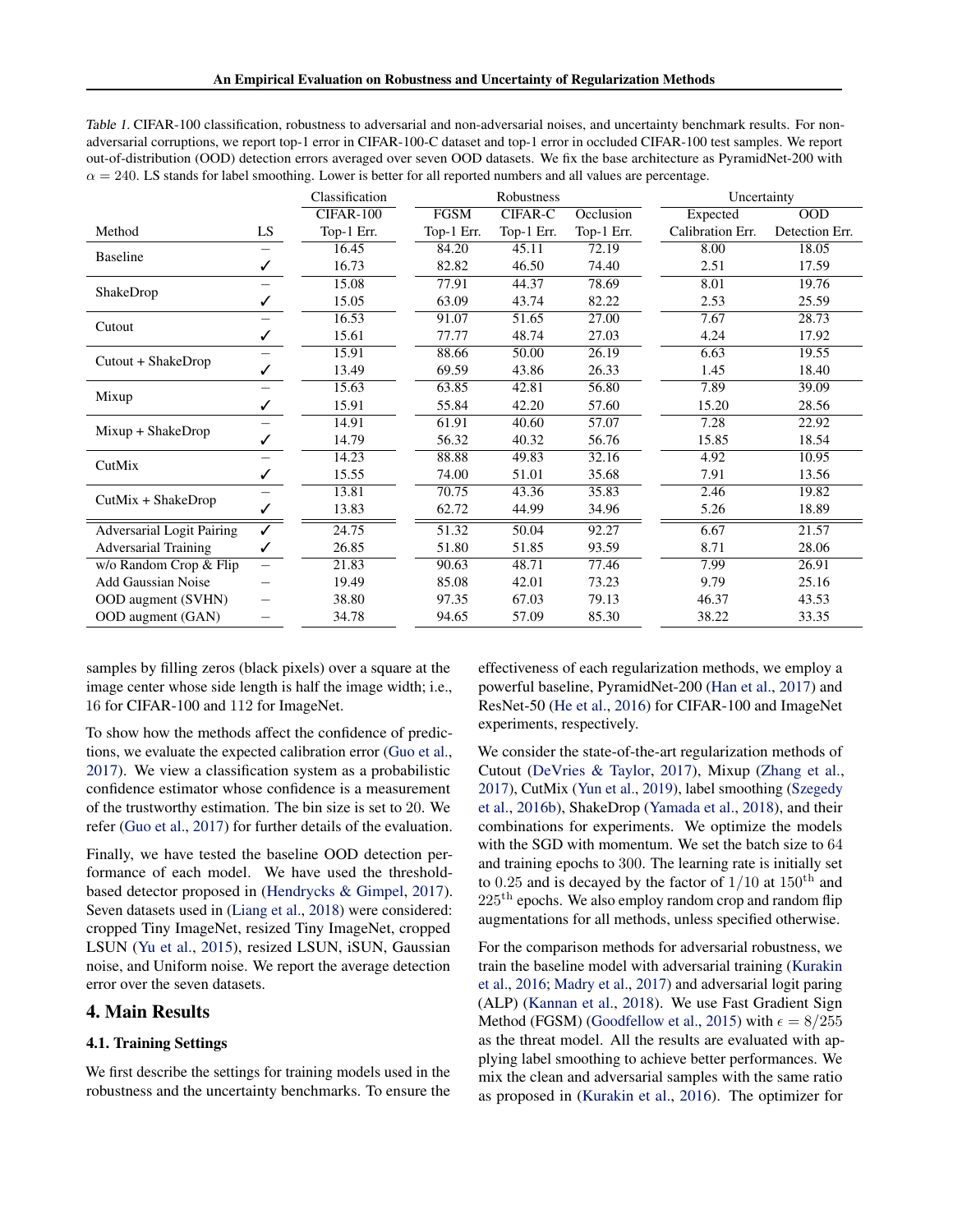Table 1. CIFAR-100 classification, robustness to adversarial and non-adversarial noises, and uncertainty benchmark results. For non-adversarial corruptions, we report top-1 error in CIFAR-100-C dataset and top-1 error in occluded CIFAR-100 test samples. We report out-of-distribution (OOD) detection errors averaged over seven OOD datasets. We fix the base architecture as PyramidNet-200 with $\alpha = 240$. LS stands for label smoothing. Lower is better for all reported numbers and all values are percentage.

| | | Classification | Robustness | | | Uncertainty | |
|---|---|---|---|---|---|---|---|
| | | CIFAR-100 | FGSM | CIFAR-C | Occlusion | Expected | OOD |
| Method | LS | Top-1 Err. | Top-1 Err. | Top-1 Err. | Top-1 Err. | Calibration Err. | Detection Err. |
| Baseline | – | 16.45 | 84.20 | 45.11 | 72.19 | 8.00 | 18.05 |
| | ✓ | 16.73 | 82.82 | 46.50 | 74.40 | 2.51 | 17.59 |
| ShakeDrop | – | 15.08 | 77.91 | 44.37 | 78.69 | 8.01 | 19.76 |
| | ✓ | 15.05 | 63.09 | 43.74 | 82.22 | 2.53 | 25.59 |
| Cutout | – | 16.53 | 91.07 | 51.65 | 27.00 | 7.67 | 28.73 |
| | ✓ | 15.61 | 77.77 | 48.74 | 27.03 | 4.24 | 17.92 |
| Cutout + ShakeDrop | – | 15.91 | 88.66 | 50.00 | 26.19 | 6.63 | 19.55 |
| | ✓ | 13.49 | 69.59 | 43.86 | 26.33 | 1.45 | 18.40 |
| Mixup | – | 15.63 | 63.85 | 42.81 | 56.80 | 7.89 | 39.09 |
| | ✓ | 15.91 | 55.84 | 42.20 | 57.60 | 15.20 | 28.56 |
| Mixup + ShakeDrop | – | 14.91 | 61.91 | 40.60 | 57.07 | 7.28 | 22.92 |
| | ✓ | 14.79 | 56.32 | 40.32 | 56.76 | 15.85 | 18.54 |
| CutMix | – | 14.23 | 88.88 | 49.83 | 32.16 | 4.92 | 10.95 |
| | ✓ | 15.55 | 74.00 | 51.01 | 35.68 | 7.91 | 13.56 |
| CutMix + ShakeDrop | – | 13.81 | 70.75 | 43.36 | 35.83 | 2.46 | 19.82 |
| | ✓ | 13.83 | 62.72 | 44.99 | 34.96 | 5.26 | 18.89 |
| Adversarial Logit Pairing | ✓ | 24.75 | 51.32 | 50.04 | 92.27 | 6.67 | 21.57 |
| Adversarial Training | ✓ | 26.85 | 51.80 | 51.85 | 93.59 | 8.71 | 28.06 |
| w/o Random Crop & Flip | – | 21.83 | 90.63 | 48.71 | 77.46 | 7.99 | 26.91 |
| Add Gaussian Noise | – | 19.49 | 85.08 | 42.01 | 73.23 | 9.79 | 25.16 |
| OOD augment (SVHN) | – | 38.80 | 97.35 | 67.03 | 79.13 | 46.37 | 43.53 |
| OOD augment (GAN) | – | 34.78 | 94.65 | 57.09 | 85.30 | 38.22 | 33.35 |

samples by filling zeros (black pixels) over a square at the image center whose side length is half the image width; i.e., 16 for CIFAR-100 and 112 for ImageNet.

To show how the methods affect the confidence of predictions, we evaluate the expected calibration error (Guo et al., 2017). We view a classification system as a probabilistic confidence estimator whose confidence is a measurement of the trustworthy estimation. The bin size is set to 20. We refer (Guo et al., 2017) for further details of the evaluation.

Finally, we have tested the baseline OOD detection performance of each model. We have used the threshold-based detector proposed in (Hendrycks & Gimpel, 2017). Seven datasets used in (Liang et al., 2018) were considered: cropped Tiny ImageNet, resized Tiny ImageNet, cropped LSUN (Yu et al., 2015), resized LSUN, iSUN, Gaussian noise, and Uniform noise. We report the average detection error over the seven datasets.

## 4. Main Results

### 4.1. Training Settings

We first describe the settings for training models used in the robustness and the uncertainty benchmarks. To ensure the effectiveness of each regularization methods, we employ a powerful baseline, PyramidNet-200 (Han et al., 2017) and ResNet-50 (He et al., 2016) for CIFAR-100 and ImageNet experiments, respectively.

We consider the state-of-the-art regularization methods of Cutout (DeVries & Taylor, 2017), Mixup (Zhang et al., 2017), CutMix (Yun et al., 2019), label smoothing (Szegedy et al., 2016b), ShakeDrop (Yamada et al., 2018), and their combinations for experiments. We optimize the models with the SGD with momentum. We set the batch size to 64 and training epochs to 300. The learning rate is initially set to 0.25 and is decayed by the factor of $1/10$ at $150^{\text{th}}$ and $225^{\text{th}}$ epochs. We also employ random crop and random flip augmentations for all methods, unless specified otherwise.

For the comparison methods for adversarial robustness, we train the baseline model with adversarial training (Kurakin et al., 2016; Madry et al., 2017) and adversarial logit paring (ALP) (Kannan et al., 2018). We use Fast Gradient Sign Method (FGSM) (Goodfellow et al., 2015) with $\epsilon = 8/255$ as the threat model. All the results are evaluated with applying label smoothing to achieve better performances. We mix the clean and adversarial samples with the same ratio as proposed in (Kurakin et al., 2016). The optimizer for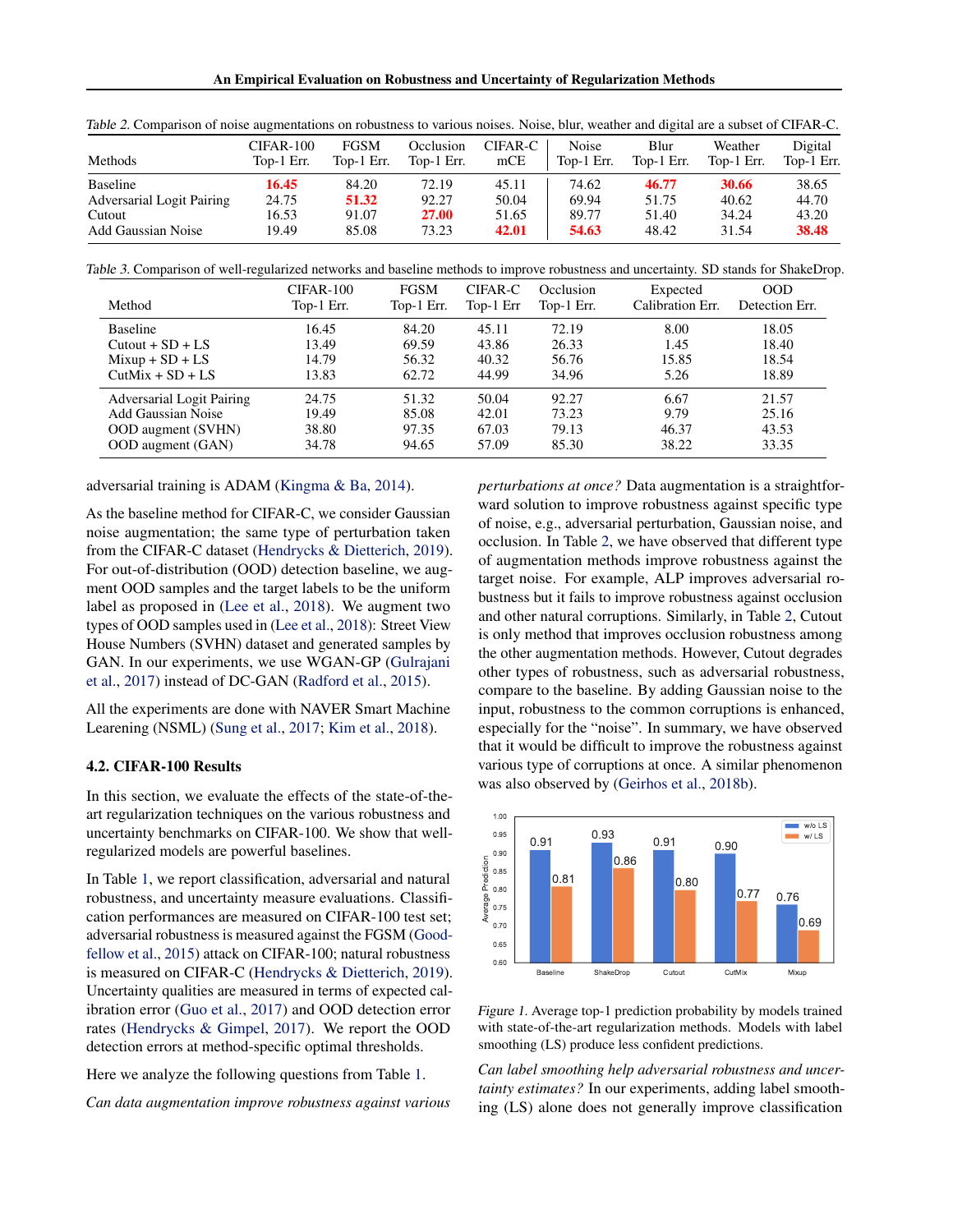*Table 2.* Comparison of noise augmentations on robustness to various noises. Noise, blur, weather and digital are a subset of CIFAR-C.

| Methods | CIFAR-100 Top-1 Err. | FGSM Top-1 Err. | Occlusion Top-1 Err. | CIFAR-C mCE | Noise Top-1 Err. | Blur Top-1 Err. | Weather Top-1 Err. | Digital Top-1 Err. |
|---|---|---|---|---|---|---|---|---|
| Baseline | **16.45** | 84.20 | 72.19 | 45.11 | 74.62 | **46.77** | **30.66** | 38.65 |
| Adversarial Logit Pairing | 24.75 | **51.32** | 92.27 | 50.04 | 69.94 | 51.75 | 40.62 | 44.70 |
| Cutout | 16.53 | 91.07 | **27.00** | 51.65 | 89.77 | 51.40 | 34.24 | 43.20 |
| Add Gaussian Noise | 19.49 | 85.08 | 73.23 | **42.01** | **54.63** | 48.42 | 31.54 | **38.48** |

*Table 3.* Comparison of well-regularized networks and baseline methods to improve robustness and uncertainty. SD stands for ShakeDrop.

| Method | CIFAR-100 Top-1 Err. | FGSM Top-1 Err. | CIFAR-C Top-1 Err | Occlusion Top-1 Err. | Expected Calibration Err. | OOD Detection Err. |
|---|---|---|---|---|---|---|
| Baseline | 16.45 | 84.20 | 45.11 | 72.19 | 8.00 | 18.05 |
| Cutout + SD + LS | 13.49 | 69.59 | 43.86 | 26.33 | 1.45 | 18.40 |
| Mixup + SD + LS | 14.79 | 56.32 | 40.32 | 56.76 | 15.85 | 18.54 |
| CutMix + SD + LS | 13.83 | 62.72 | 44.99 | 34.96 | 5.26 | 18.89 |
| Adversarial Logit Pairing | 24.75 | 51.32 | 50.04 | 92.27 | 6.67 | 21.57 |
| Add Gaussian Noise | 19.49 | 85.08 | 42.01 | 73.23 | 9.79 | 25.16 |
| OOD augment (SVHN) | 38.80 | 97.35 | 67.03 | 79.13 | 46.37 | 43.53 |
| OOD augment (GAN) | 34.78 | 94.65 | 57.09 | 85.30 | 38.22 | 33.35 |

adversarial training is ADAM (Kingma & Ba, 2014).

As the baseline method for CIFAR-C, we consider Gaussian noise augmentation; the same type of perturbation taken from the CIFAR-C dataset (Hendrycks & Dietterich, 2019). For out-of-distribution (OOD) detection baseline, we augment OOD samples and the target labels to be the uniform label as proposed in (Lee et al., 2018). We augment two types of OOD samples used in (Lee et al., 2018): Street View House Numbers (SVHN) dataset and generated samples by GAN. In our experiments, we use WGAN-GP (Gulrajani et al., 2017) instead of DC-GAN (Radford et al., 2015).

All the experiments are done with NAVER Smart Machine Leearning (NSML) (Sung et al., 2017; Kim et al., 2018).

### 4.2. CIFAR-100 Results

In this section, we evaluate the effects of the state-of-the-art regularization techniques on the various robustness and uncertainty benchmarks on CIFAR-100. We show that well-regularized models are powerful baselines.

In Table 1, we report classification, adversarial and natural robustness, and uncertainty measure evaluations. Classification performances are measured on CIFAR-100 test set; adversarial robustness is measured against the FGSM (Goodfellow et al., 2015) attack on CIFAR-100; natural robustness is measured on CIFAR-C (Hendrycks & Dietterich, 2019). Uncertainty qualities are measured in terms of expected calibration error (Guo et al., 2017) and OOD detection error rates (Hendrycks & Gimpel, 2017). We report the OOD detection errors at method-specific optimal thresholds.

Here we analyze the following questions from Table 1.

*Can data augmentation improve robustness against various perturbations at once?* Data augmentation is a straightforward solution to improve robustness against specific type of noise, e.g., adversarial perturbation, Gaussian noise, and occlusion. In Table 2, we have observed that different type of augmentation methods improve robustness against the target noise. For example, ALP improves adversarial robustness but it fails to improve robustness against occlusion and other natural corruptions. Similarly, in Table 2, Cutout is only method that improves occlusion robustness among the other augmentation methods. However, Cutout degrades other types of robustness, such as adversarial robustness, compare to the baseline. By adding Gaussian noise to the input, robustness to the common corruptions is enhanced, especially for the "noise". In summary, we have observed that it would be difficult to improve the robustness against various type of corruptions at once. A similar phenomenon was also observed by (Geirhos et al., 2018b).

*Figure 1.* Average top-1 prediction probability by models trained with state-of-the-art regularization methods. Models with label smoothing (LS) produce less confident predictions.

*Can label smoothing help adversarial robustness and uncertainty estimates?* In our experiments, adding label smoothing (LS) alone does not generally improve classification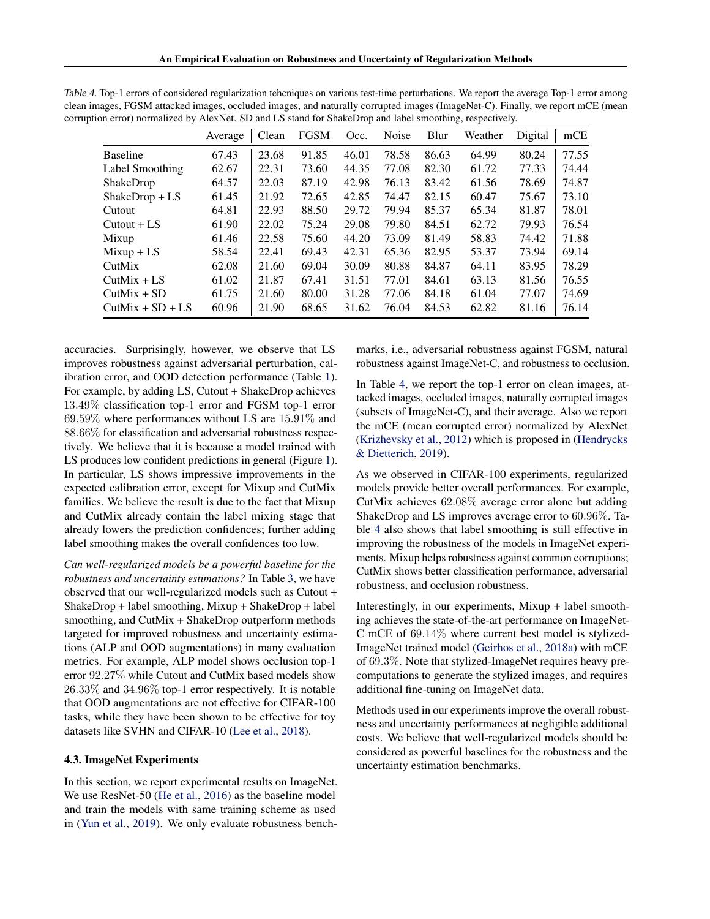Table 4. Top-1 errors of considered regularization tehcniques on various test-time perturbations. We report the average Top-1 error among clean images, FGSM attacked images, occluded images, and naturally corrupted images (ImageNet-C). Finally, we report mCE (mean corruption error) normalized by AlexNet. SD and LS stand for ShakeDrop and label smoothing, respectively.

| | Average | Clean | FGSM | Occ. | Noise | Blur | Weather | Digital | mCE |
|---|---|---|---|---|---|---|---|---|---|
| Baseline | 67.43 | 23.68 | 91.85 | 46.01 | 78.58 | 86.63 | 64.99 | 80.24 | 77.55 |
| Label Smoothing | 62.67 | 22.31 | 73.60 | 44.35 | 77.08 | 82.30 | 61.72 | 77.33 | 74.44 |
| ShakeDrop | 64.57 | 22.03 | 87.19 | 42.98 | 76.13 | 83.42 | 61.56 | 78.69 | 74.87 |
| ShakeDrop + LS | 61.45 | 21.92 | 72.65 | 42.85 | 74.47 | 82.15 | 60.47 | 75.67 | 73.10 |
| Cutout | 64.81 | 22.93 | 88.50 | 29.72 | 79.94 | 85.37 | 65.34 | 81.87 | 78.01 |
| Cutout + LS | 61.90 | 22.02 | 75.24 | 29.08 | 79.80 | 84.51 | 62.72 | 79.93 | 76.54 |
| Mixup | 61.46 | 22.58 | 75.60 | 44.20 | 73.09 | 81.49 | 58.83 | 74.42 | 71.88 |
| Mixup + LS | 58.54 | 22.41 | 69.43 | 42.31 | 65.36 | 82.95 | 53.37 | 73.94 | 69.14 |
| CutMix | 62.08 | 21.60 | 69.04 | 30.09 | 80.88 | 84.87 | 64.11 | 83.95 | 78.29 |
| CutMix + LS | 61.02 | 21.87 | 67.41 | 31.51 | 77.01 | 84.61 | 63.13 | 81.56 | 76.55 |
| CutMix + SD | 61.75 | 21.60 | 80.00 | 31.28 | 77.06 | 84.18 | 61.04 | 77.07 | 74.69 |
| CutMix + SD + LS | 60.96 | 21.90 | 68.65 | 31.62 | 76.04 | 84.53 | 62.82 | 81.16 | 76.14 |

accuracies. Surprisingly, however, we observe that LS improves robustness against adversarial perturbation, calibration error, and OOD detection performance (Table 1). For example, by adding LS, Cutout + ShakeDrop achieves 13.49% classification top-1 error and FGSM top-1 error 69.59% where performances without LS are 15.91% and 88.66% for classification and adversarial robustness respectively. We believe that it is because a model trained with LS produces low confident predictions in general (Figure 1). In particular, LS shows impressive improvements in the expected calibration error, except for Mixup and CutMix families. We believe the result is due to the fact that Mixup and CutMix already contain the label mixing stage that already lowers the prediction confidences; further adding label smoothing makes the overall confidences too low.

*Can well-regularized models be a powerful baseline for the robustness and uncertainty estimations?* In Table 3, we have observed that our well-regularized models such as Cutout + ShakeDrop + label smoothing, Mixup + ShakeDrop + label smoothing, and CutMix + ShakeDrop outperform methods targeted for improved robustness and uncertainty estimations (ALP and OOD augmentations) in many evaluation metrics. For example, ALP model shows occlusion top-1 error 92.27% while Cutout and CutMix based models show 26.33% and 34.96% top-1 error respectively. It is notable that OOD augmentations are not effective for CIFAR-100 tasks, while they have been shown to be effective for toy datasets like SVHN and CIFAR-10 (Lee et al., 2018).

### 4.3. ImageNet Experiments

In this section, we report experimental results on ImageNet. We use ResNet-50 (He et al., 2016) as the baseline model and train the models with same training scheme as used in (Yun et al., 2019). We only evaluate robustness benchmarks, i.e., adversarial robustness against FGSM, natural robustness against ImageNet-C, and robustness to occlusion.

In Table 4, we report the top-1 error on clean images, attacked images, occluded images, naturally corrupted images (subsets of ImageNet-C), and their average. Also we report the mCE (mean corrupted error) normalized by AlexNet (Krizhevsky et al., 2012) which is proposed in (Hendrycks & Dietterich, 2019).

As we observed in CIFAR-100 experiments, regularized models provide better overall performances. For example, CutMix achieves 62.08% average error alone but adding ShakeDrop and LS improves average error to 60.96%. Table 4 also shows that label smoothing is still effective in improving the robustness of the models in ImageNet experiments. Mixup helps robustness against common corruptions; CutMix shows better classification performance, adversarial robustness, and occlusion robustness.

Interestingly, in our experiments, Mixup + label smoothing achieves the state-of-the-art performance on ImageNet-C mCE of 69.14% where current best model is stylized-ImageNet trained model (Geirhos et al., 2018a) with mCE of 69.3%. Note that stylized-ImageNet requires heavy precomputations to generate the stylized images, and requires additional fine-tuning on ImageNet data.

Methods used in our experiments improve the overall robustness and uncertainty performances at negligible additional costs. We believe that well-regularized models should be considered as powerful baselines for the robustness and the uncertainty estimation benchmarks.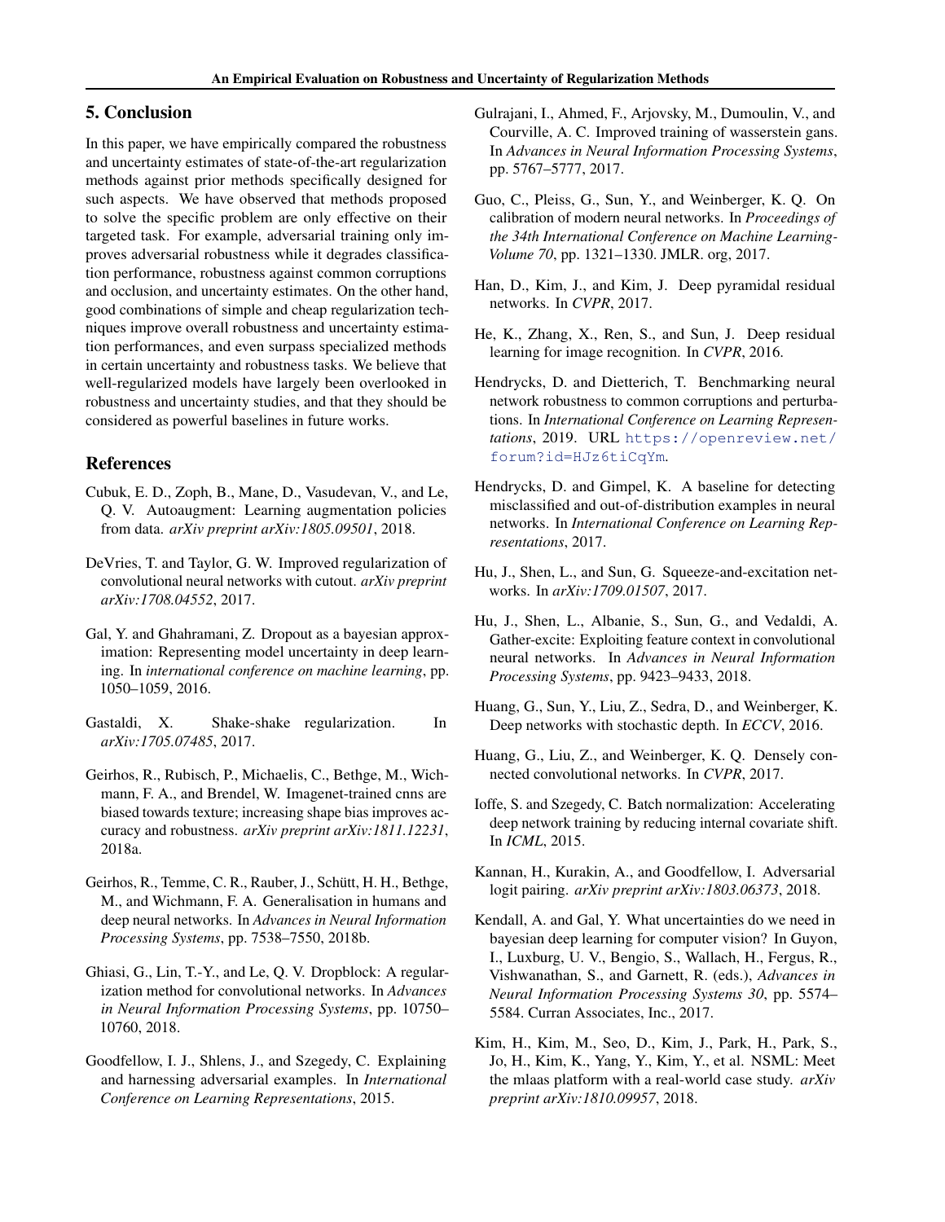## 5. Conclusion

In this paper, we have empirically compared the robustness and uncertainty estimates of state-of-the-art regularization methods against prior methods specifically designed for such aspects. We have observed that methods proposed to solve the specific problem are only effective on their targeted task. For example, adversarial training only improves adversarial robustness while it degrades classification performance, robustness against common corruptions and occlusion, and uncertainty estimates. On the other hand, good combinations of simple and cheap regularization techniques improve overall robustness and uncertainty estimation performances, and even surpass specialized methods in certain uncertainty and robustness tasks. We believe that well-regularized models have largely been overlooked in robustness and uncertainty studies, and that they should be considered as powerful baselines in future works.

## References

Cubuk, E. D., Zoph, B., Mane, D., Vasudevan, V., and Le, Q. V. Autoaugment: Learning augmentation policies from data. *arXiv preprint arXiv:1805.09501*, 2018.

DeVries, T. and Taylor, G. W. Improved regularization of convolutional neural networks with cutout. *arXiv preprint arXiv:1708.04552*, 2017.

Gal, Y. and Ghahramani, Z. Dropout as a bayesian approximation: Representing model uncertainty in deep learning. In *international conference on machine learning*, pp. 1050–1059, 2016.

Gastaldi, X. Shake-shake regularization. In *arXiv:1705.07485*, 2017.

Geirhos, R., Rubisch, P., Michaelis, C., Bethge, M., Wichmann, F. A., and Brendel, W. Imagenet-trained cnns are biased towards texture; increasing shape bias improves accuracy and robustness. *arXiv preprint arXiv:1811.12231*, 2018a.

Geirhos, R., Temme, C. R., Rauber, J., Schütt, H. H., Bethge, M., and Wichmann, F. A. Generalisation in humans and deep neural networks. In *Advances in Neural Information Processing Systems*, pp. 7538–7550, 2018b.

Ghiasi, G., Lin, T.-Y., and Le, Q. V. Dropblock: A regularization method for convolutional networks. In *Advances in Neural Information Processing Systems*, pp. 10750–10760, 2018.

Goodfellow, I. J., Shlens, J., and Szegedy, C. Explaining and harnessing adversarial examples. In *International Conference on Learning Representations*, 2015.

Gulrajani, I., Ahmed, F., Arjovsky, M., Dumoulin, V., and Courville, A. C. Improved training of wasserstein gans. In *Advances in Neural Information Processing Systems*, pp. 5767–5777, 2017.

Guo, C., Pleiss, G., Sun, Y., and Weinberger, K. Q. On calibration of modern neural networks. In *Proceedings of the 34th International Conference on Machine Learning-Volume 70*, pp. 1321–1330. JMLR. org, 2017.

Han, D., Kim, J., and Kim, J. Deep pyramidal residual networks. In *CVPR*, 2017.

He, K., Zhang, X., Ren, S., and Sun, J. Deep residual learning for image recognition. In *CVPR*, 2016.

Hendrycks, D. and Dietterich, T. Benchmarking neural network robustness to common corruptions and perturbations. In *International Conference on Learning Representations*, 2019. URL https://openreview.net/forum?id=HJz6tiCqYm.

Hendrycks, D. and Gimpel, K. A baseline for detecting misclassified and out-of-distribution examples in neural networks. In *International Conference on Learning Representations*, 2017.

Hu, J., Shen, L., and Sun, G. Squeeze-and-excitation networks. In *arXiv:1709.01507*, 2017.

Hu, J., Shen, L., Albanie, S., Sun, G., and Vedaldi, A. Gather-excite: Exploiting feature context in convolutional neural networks. In *Advances in Neural Information Processing Systems*, pp. 9423–9433, 2018.

Huang, G., Sun, Y., Liu, Z., Sedra, D., and Weinberger, K. Deep networks with stochastic depth. In *ECCV*, 2016.

Huang, G., Liu, Z., and Weinberger, K. Q. Densely connected convolutional networks. In *CVPR*, 2017.

Ioffe, S. and Szegedy, C. Batch normalization: Accelerating deep network training by reducing internal covariate shift. In *ICML*, 2015.

Kannan, H., Kurakin, A., and Goodfellow, I. Adversarial logit pairing. *arXiv preprint arXiv:1803.06373*, 2018.

Kendall, A. and Gal, Y. What uncertainties do we need in bayesian deep learning for computer vision? In Guyon, I., Luxburg, U. V., Bengio, S., Wallach, H., Fergus, R., Vishwanathan, S., and Garnett, R. (eds.), *Advances in Neural Information Processing Systems 30*, pp. 5574–5584. Curran Associates, Inc., 2017.

Kim, H., Kim, M., Seo, D., Kim, J., Park, H., Park, S., Jo, H., Kim, K., Yang, Y., Kim, Y., et al. NSML: Meet the mlaas platform with a real-world case study. *arXiv preprint arXiv:1810.09957*, 2018.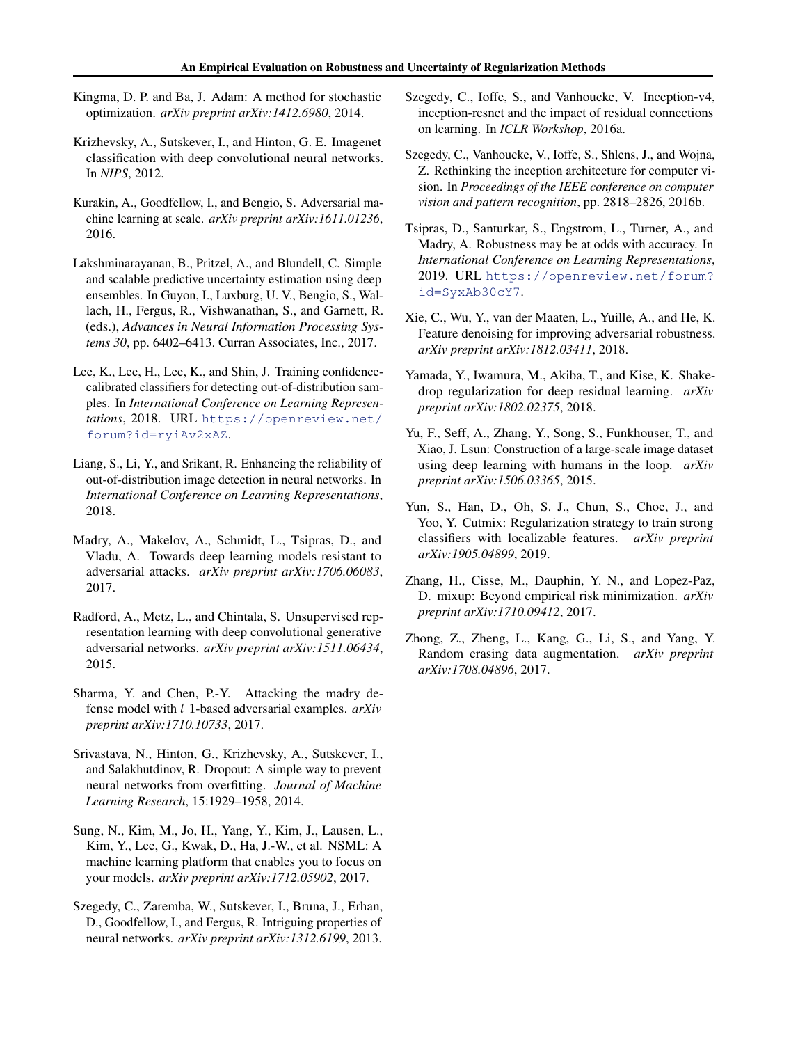Kingma, D. P. and Ba, J. Adam: A method for stochastic optimization. *arXiv preprint arXiv:1412.6980*, 2014.

Krizhevsky, A., Sutskever, I., and Hinton, G. E. Imagenet classification with deep convolutional neural networks. In *NIPS*, 2012.

Kurakin, A., Goodfellow, I., and Bengio, S. Adversarial machine learning at scale. *arXiv preprint arXiv:1611.01236*, 2016.

Lakshminarayanan, B., Pritzel, A., and Blundell, C. Simple and scalable predictive uncertainty estimation using deep ensembles. In Guyon, I., Luxburg, U. V., Bengio, S., Wallach, H., Fergus, R., Vishwanathan, S., and Garnett, R. (eds.), *Advances in Neural Information Processing Systems 30*, pp. 6402–6413. Curran Associates, Inc., 2017.

Lee, K., Lee, H., Lee, K., and Shin, J. Training confidence-calibrated classifiers for detecting out-of-distribution samples. In *International Conference on Learning Representations*, 2018. URL https://openreview.net/forum?id=ryiAv2xAZ.

Liang, S., Li, Y., and Srikant, R. Enhancing the reliability of out-of-distribution image detection in neural networks. In *International Conference on Learning Representations*, 2018.

Madry, A., Makelov, A., Schmidt, L., Tsipras, D., and Vladu, A. Towards deep learning models resistant to adversarial attacks. *arXiv preprint arXiv:1706.06083*, 2017.

Radford, A., Metz, L., and Chintala, S. Unsupervised representation learning with deep convolutional generative adversarial networks. *arXiv preprint arXiv:1511.06434*, 2015.

Sharma, Y. and Chen, P.-Y. Attacking the madry defense model with $l\_1$-based adversarial examples. *arXiv preprint arXiv:1710.10733*, 2017.

Srivastava, N., Hinton, G., Krizhevsky, A., Sutskever, I., and Salakhutdinov, R. Dropout: A simple way to prevent neural networks from overfitting. *Journal of Machine Learning Research*, 15:1929–1958, 2014.

Sung, N., Kim, M., Jo, H., Yang, Y., Kim, J., Lausen, L., Kim, Y., Lee, G., Kwak, D., Ha, J.-W., et al. NSML: A machine learning platform that enables you to focus on your models. *arXiv preprint arXiv:1712.05902*, 2017.

Szegedy, C., Zaremba, W., Sutskever, I., Bruna, J., Erhan, D., Goodfellow, I., and Fergus, R. Intriguing properties of neural networks. *arXiv preprint arXiv:1312.6199*, 2013.

Szegedy, C., Ioffe, S., and Vanhoucke, V. Inception-v4, inception-resnet and the impact of residual connections on learning. In *ICLR Workshop*, 2016a.

Szegedy, C., Vanhoucke, V., Ioffe, S., Shlens, J., and Wojna, Z. Rethinking the inception architecture for computer vision. In *Proceedings of the IEEE conference on computer vision and pattern recognition*, pp. 2818–2826, 2016b.

Tsipras, D., Santurkar, S., Engstrom, L., Turner, A., and Madry, A. Robustness may be at odds with accuracy. In *International Conference on Learning Representations*, 2019. URL https://openreview.net/forum?id=SyxAb30cY7.

Xie, C., Wu, Y., van der Maaten, L., Yuille, A., and He, K. Feature denoising for improving adversarial robustness. *arXiv preprint arXiv:1812.03411*, 2018.

Yamada, Y., Iwamura, M., Akiba, T., and Kise, K. Shakedrop regularization for deep residual learning. *arXiv preprint arXiv:1802.02375*, 2018.

Yu, F., Seff, A., Zhang, Y., Song, S., Funkhouser, T., and Xiao, J. Lsun: Construction of a large-scale image dataset using deep learning with humans in the loop. *arXiv preprint arXiv:1506.03365*, 2015.

Yun, S., Han, D., Oh, S. J., Chun, S., Choe, J., and Yoo, Y. Cutmix: Regularization strategy to train strong classifiers with localizable features. *arXiv preprint arXiv:1905.04899*, 2019.

Zhang, H., Cisse, M., Dauphin, Y. N., and Lopez-Paz, D. mixup: Beyond empirical risk minimization. *arXiv preprint arXiv:1710.09412*, 2017.

Zhong, Z., Zheng, L., Kang, G., Li, S., and Yang, Y. Random erasing data augmentation. *arXiv preprint arXiv:1708.04896*, 2017.